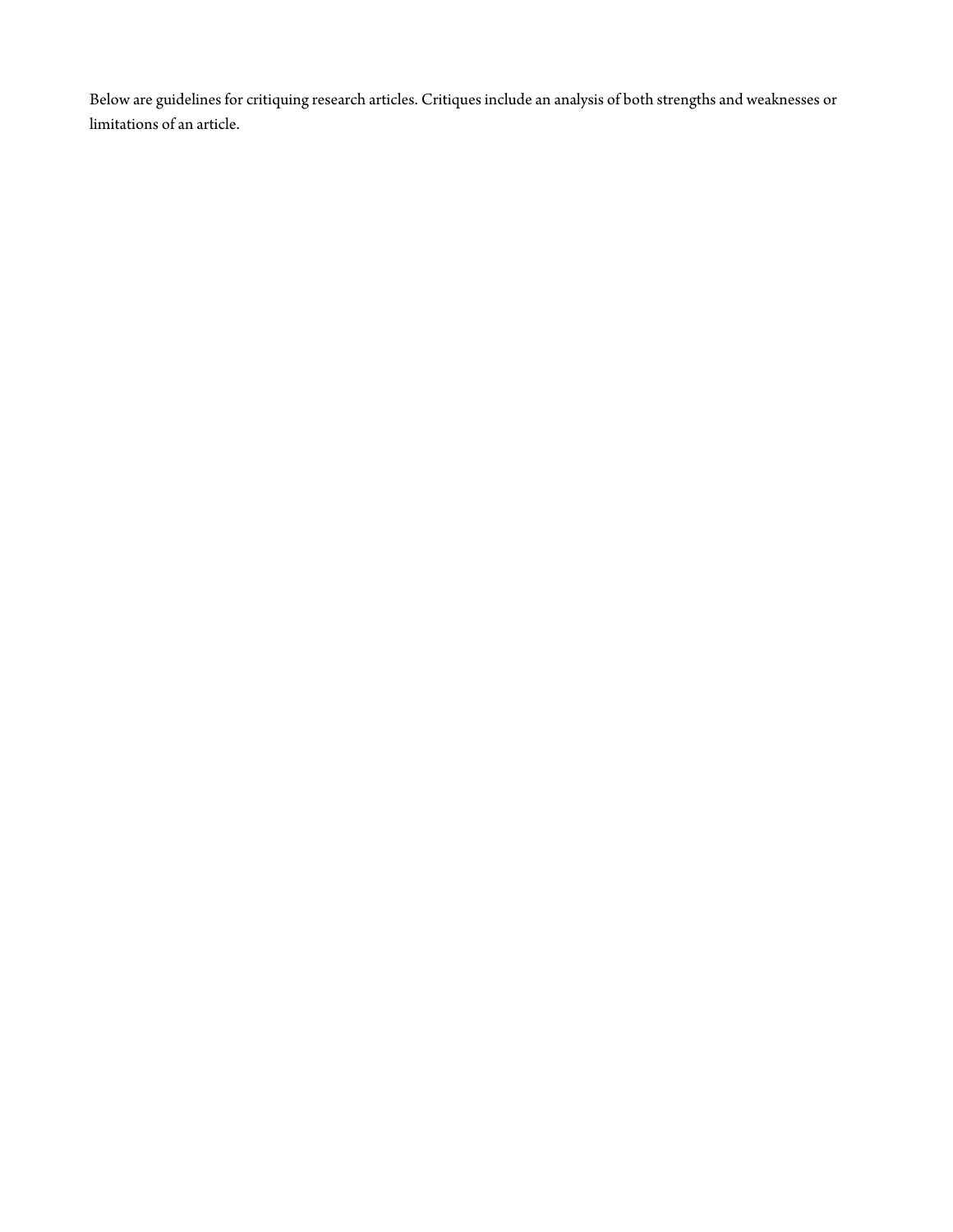Below are guidelines for critiquing research articles. Critiques include an analysis of both strengths and weaknesses or limitations of an article.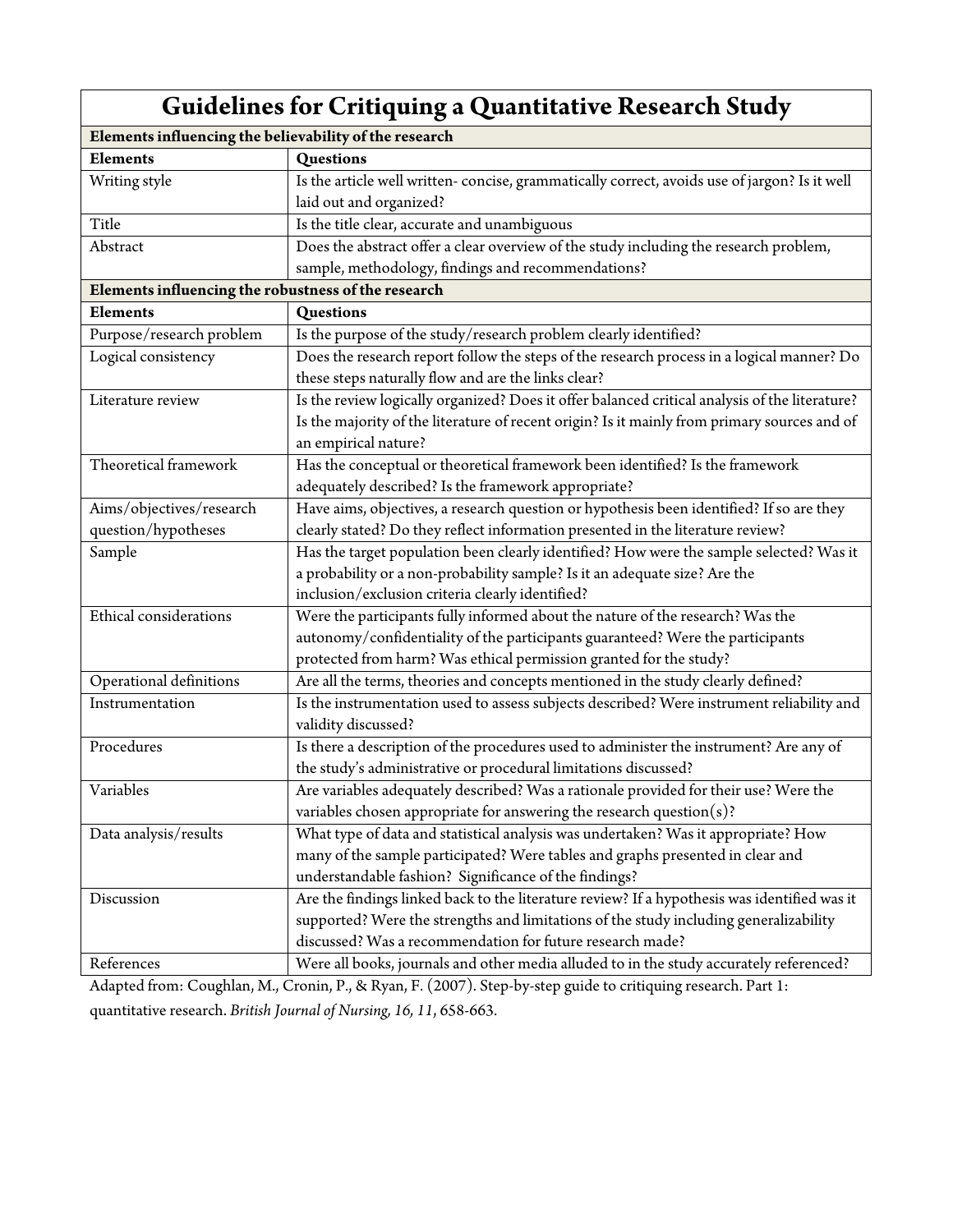# Guidelines for Critiquing a Quantitative Research Study

| **Elements influencing the believability of the research** | |
|---|---|
| **Elements** | **Questions** |
| Writing style | Is the article well written- concise, grammatically correct, avoids use of jargon? Is it well laid out and organized? |
| Title | Is the title clear, accurate and unambiguous |
| Abstract | Does the abstract offer a clear overview of the study including the research problem, sample, methodology, findings and recommendations? |
| **Elements influencing the robustness of the research** | |
| **Elements** | **Questions** |
| Purpose/research problem | Is the purpose of the study/research problem clearly identified? |
| Logical consistency | Does the research report follow the steps of the research process in a logical manner? Do these steps naturally flow and are the links clear? |
| Literature review | Is the review logically organized? Does it offer balanced critical analysis of the literature? Is the majority of the literature of recent origin? Is it mainly from primary sources and of an empirical nature? |
| Theoretical framework | Has the conceptual or theoretical framework been identified? Is the framework adequately described? Is the framework appropriate? |
| Aims/objectives/research question/hypotheses | Have aims, objectives, a research question or hypothesis been identified? If so are they clearly stated? Do they reflect information presented in the literature review? |
| Sample | Has the target population been clearly identified? How were the sample selected? Was it a probability or a non-probability sample? Is it an adequate size? Are the inclusion/exclusion criteria clearly identified? |
| Ethical considerations | Were the participants fully informed about the nature of the research? Was the autonomy/confidentiality of the participants guaranteed? Were the participants protected from harm? Was ethical permission granted for the study? |
| Operational definitions | Are all the terms, theories and concepts mentioned in the study clearly defined? |
| Instrumentation | Is the instrumentation used to assess subjects described? Were instrument reliability and validity discussed? |
| Procedures | Is there a description of the procedures used to administer the instrument? Are any of the study's administrative or procedural limitations discussed? |
| Variables | Are variables adequately described? Was a rationale provided for their use? Were the variables chosen appropriate for answering the research question(s)? |
| Data analysis/results | What type of data and statistical analysis was undertaken? Was it appropriate? How many of the sample participated? Were tables and graphs presented in clear and understandable fashion? Significance of the findings? |
| Discussion | Are the findings linked back to the literature review? If a hypothesis was identified was it supported? Were the strengths and limitations of the study including generalizability discussed? Was a recommendation for future research made? |
| References | Were all books, journals and other media alluded to in the study accurately referenced? |

Adapted from: Coughlan, M., Cronin, P., & Ryan, F. (2007). Step-by-step guide to critiquing research. Part 1: quantitative research. *British Journal of Nursing, 16, 11*, 658-663.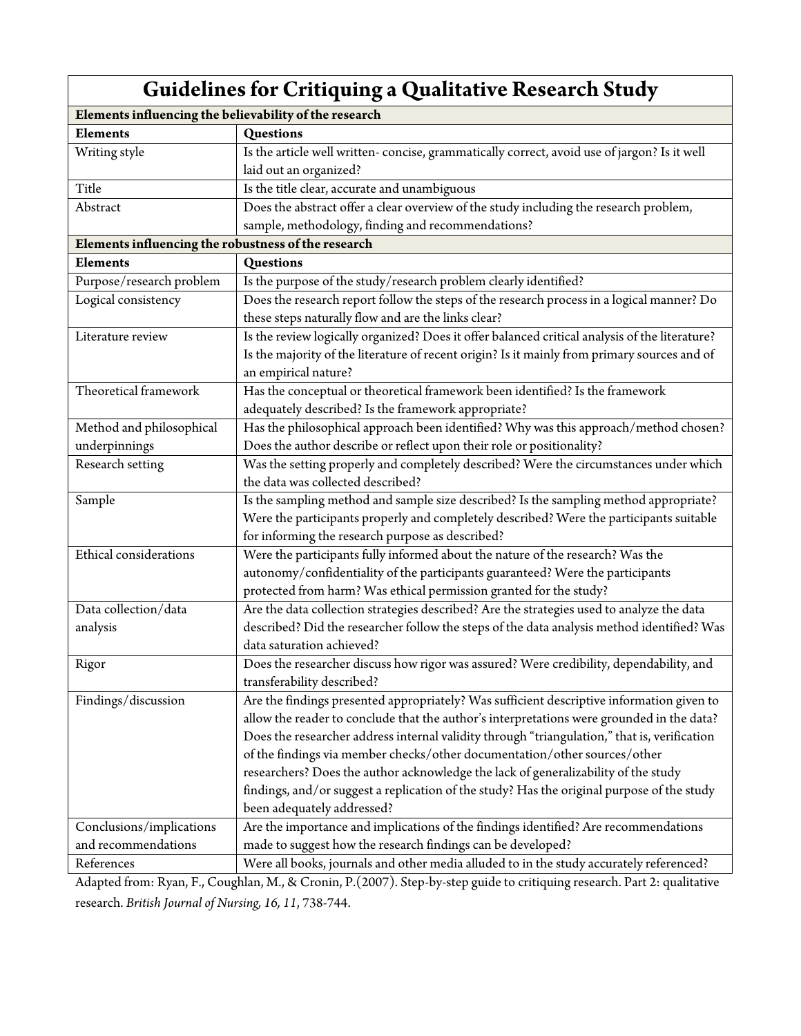# Guidelines for Critiquing a Qualitative Research Study

| | |
|---|---|
| **Elements influencing the believability of the research** | |
| **Elements** | **Questions** |
| Writing style | Is the article well written- concise, grammatically correct, avoid use of jargon? Is it well laid out an organized? |
| Title | Is the title clear, accurate and unambiguous |
| Abstract | Does the abstract offer a clear overview of the study including the research problem, sample, methodology, finding and recommendations? |
| **Elements influencing the robustness of the research** | |
| **Elements** | **Questions** |
| Purpose/research problem | Is the purpose of the study/research problem clearly identified? |
| Logical consistency | Does the research report follow the steps of the research process in a logical manner? Do these steps naturally flow and are the links clear? |
| Literature review | Is the review logically organized? Does it offer balanced critical analysis of the literature? Is the majority of the literature of recent origin? Is it mainly from primary sources and of an empirical nature? |
| Theoretical framework | Has the conceptual or theoretical framework been identified? Is the framework adequately described? Is the framework appropriate? |
| Method and philosophical underpinnings | Has the philosophical approach been identified? Why was this approach/method chosen? Does the author describe or reflect upon their role or positionality? |
| Research setting | Was the setting properly and completely described? Were the circumstances under which the data was collected described? |
| Sample | Is the sampling method and sample size described? Is the sampling method appropriate? Were the participants properly and completely described? Were the participants suitable for informing the research purpose as described? |
| Ethical considerations | Were the participants fully informed about the nature of the research? Was the autonomy/confidentiality of the participants guaranteed? Were the participants protected from harm? Was ethical permission granted for the study? |
| Data collection/data analysis | Are the data collection strategies described? Are the strategies used to analyze the data described? Did the researcher follow the steps of the data analysis method identified? Was data saturation achieved? |
| Rigor | Does the researcher discuss how rigor was assured? Were credibility, dependability, and transferability described? |
| Findings/discussion | Are the findings presented appropriately? Was sufficient descriptive information given to allow the reader to conclude that the author's interpretations were grounded in the data? Does the researcher address internal validity through "triangulation," that is, verification of the findings via member checks/other documentation/other sources/other researchers? Does the author acknowledge the lack of generalizability of the study findings, and/or suggest a replication of the study? Has the original purpose of the study been adequately addressed? |
| Conclusions/implications and recommendations | Are the importance and implications of the findings identified? Are recommendations made to suggest how the research findings can be developed? |
| References | Were all books, journals and other media alluded to in the study accurately referenced? |

Adapted from: Ryan, F., Coughlan, M., & Cronin, P.(2007). Step-by-step guide to critiquing research. Part 2: qualitative research. *British Journal of Nursing, 16, 11*, 738-744.